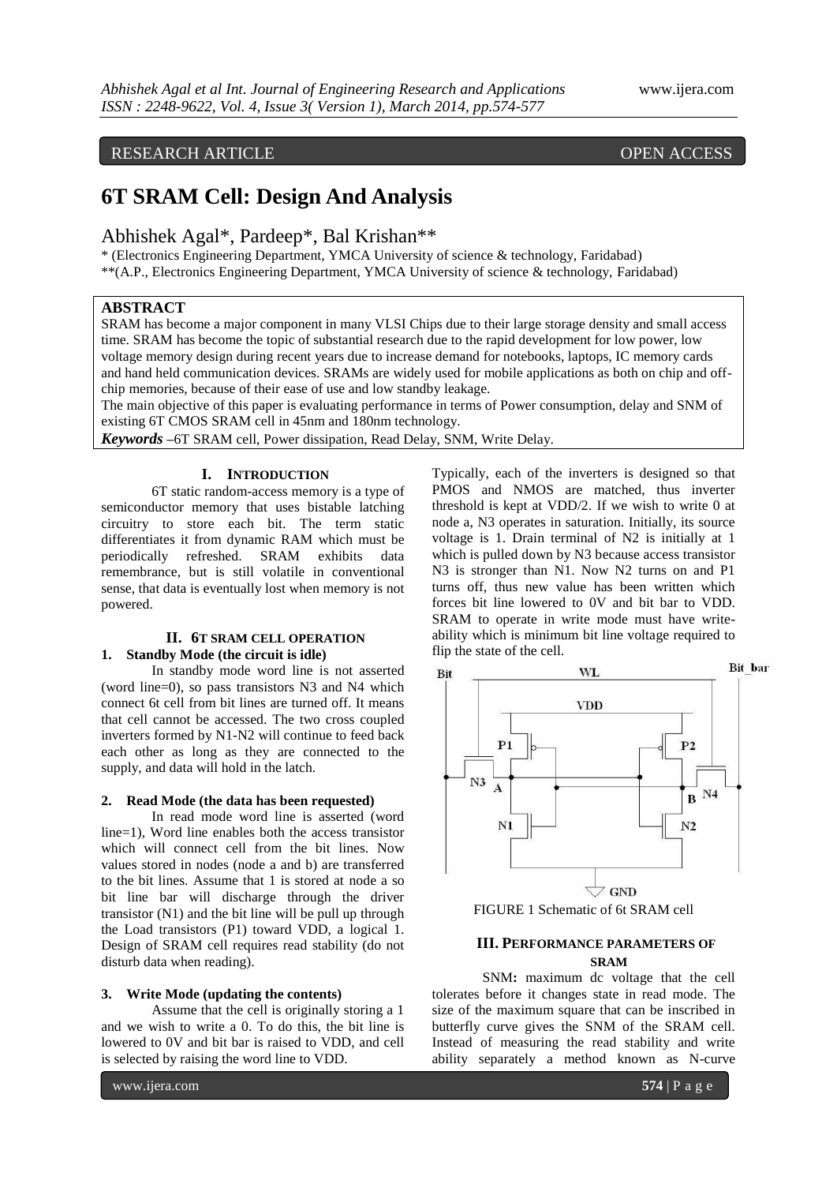RESEARCH ARTICLE OPEN ACCESS

# 6T SRAM Cell: Design And Analysis

## Abhishek Agal*, Pardeep*, Bal Krishan**

* (Electronics Engineering Department, YMCA University of science & technology, Faridabad)
**(A.P., Electronics Engineering Department, YMCA University of science & technology, Faridabad)

**ABSTRACT**

SRAM has become a major component in many VLSI Chips due to their large storage density and small access time. SRAM has become the topic of substantial research due to the rapid development for low power, low voltage memory design during recent years due to increase demand for notebooks, laptops, IC memory cards and hand held communication devices. SRAMs are widely used for mobile applications as both on chip and off-chip memories, because of their ease of use and low standby leakage.

The main objective of this paper is evaluating performance in terms of Power consumption, delay and SNM of existing 6T CMOS SRAM cell in 45nm and 180nm technology.

***Keywords*** **–**6T SRAM cell, Power dissipation, Read Delay, SNM, Write Delay.

## I. INTRODUCTION

6T static random-access memory is a type of semiconductor memory that uses bistable latching circuitry to store each bit. The term static differentiates it from dynamic RAM which must be periodically refreshed. SRAM exhibits data remembrance, but is still volatile in conventional sense, that data is eventually lost when memory is not powered.

## II. 6T SRAM CELL OPERATION

### 1. Standby Mode (the circuit is idle)

In standby mode word line is not asserted (word line=0), so pass transistors N3 and N4 which connect 6t cell from bit lines are turned off. It means that cell cannot be accessed. The two cross coupled inverters formed by N1-N2 will continue to feed back each other as long as they are connected to the supply, and data will hold in the latch.

### 2. Read Mode (the data has been requested)

In read mode word line is asserted (word line=1), Word line enables both the access transistor which will connect cell from the bit lines. Now values stored in nodes (node a and b) are transferred to the bit lines. Assume that 1 is stored at node a so bit line bar will discharge through the driver transistor (N1) and the bit line will be pull up through the Load transistors (P1) toward VDD, a logical 1. Design of SRAM cell requires read stability (do not disturb data when reading).

### 3. Write Mode (updating the contents)

Assume that the cell is originally storing a 1 and we wish to write a 0. To do this, the bit line is lowered to 0V and bit bar is raised to VDD, and cell is selected by raising the word line to VDD.

Typically, each of the inverters is designed so that PMOS and NMOS are matched, thus inverter threshold is kept at VDD/2. If we wish to write 0 at node a, N3 operates in saturation. Initially, its source voltage is 1. Drain terminal of N2 is initially at 1 which is pulled down by N3 because access transistor N3 is stronger than N1. Now N2 turns on and P1 turns off, thus new value has been written which forces bit line lowered to 0V and bit bar to VDD. SRAM to operate in write mode must have write-ability which is minimum bit line voltage required to flip the state of the cell.

FIGURE 1 Schematic of 6t SRAM cell

## III. PERFORMANCE PARAMETERS OF SRAM

SNM**:** maximum dc voltage that the cell tolerates before it changes state in read mode. The size of the maximum square that can be inscribed in butterfly curve gives the SNM of the SRAM cell. Instead of measuring the read stability and write ability separately a method known as N-curve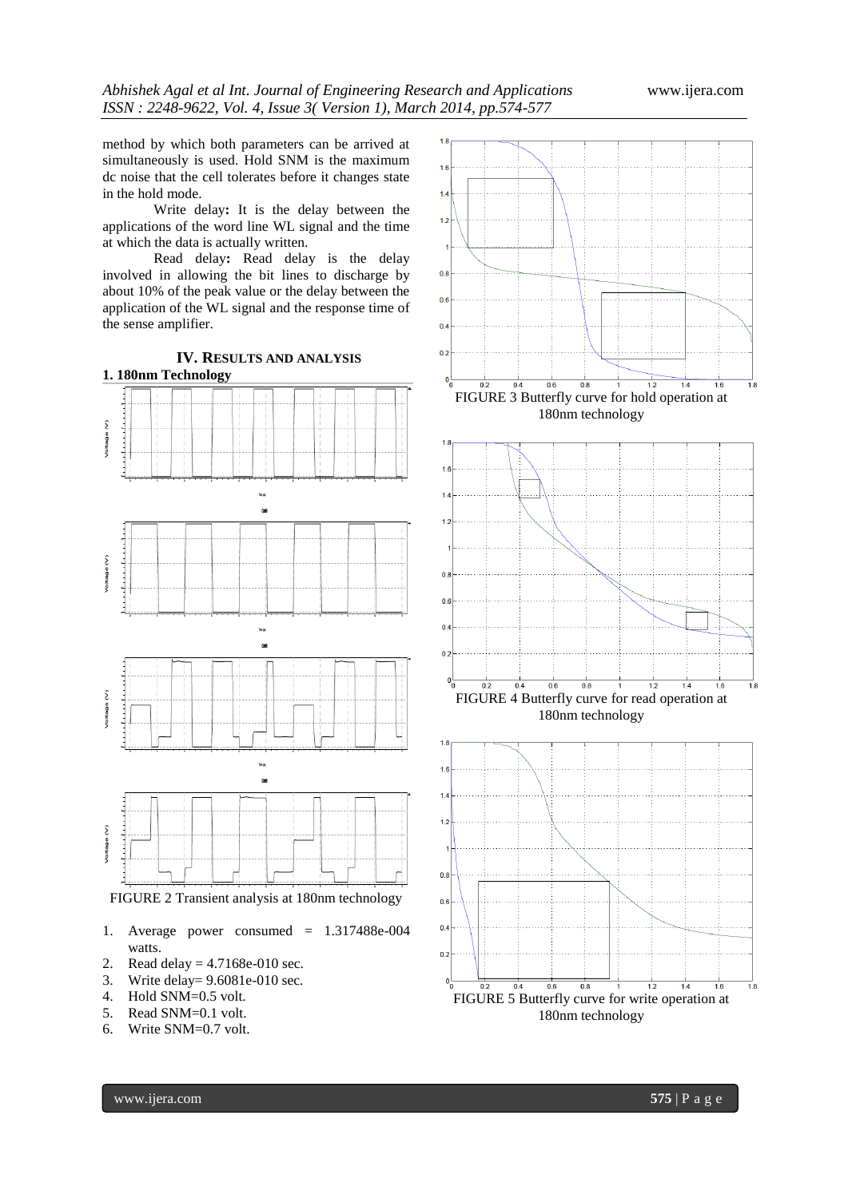method by which both parameters can be arrived at simultaneously is used. Hold SNM is the maximum dc noise that the cell tolerates before it changes state in the hold mode.

Write delay**:** It is the delay between the applications of the word line WL signal and the time at which the data is actually written.

Read delay**:** Read delay is the delay involved in allowing the bit lines to discharge by about 10% of the peak value or the delay between the application of the WL signal and the response time of the sense amplifier.

## IV. Results and Analysis

### 1. 180nm Technology

FIGURE 2 Transient analysis at 180nm technology

1. Average power consumed = 1.317488e-004 watts.
2. Read delay = 4.7168e-010 sec.
3. Write delay= 9.6081e-010 sec.
4. Hold SNM=0.5 volt.
5. Read SNM=0.1 volt.
6. Write SNM=0.7 volt.

FIGURE 3 Butterfly curve for hold operation at 180nm technology

FIGURE 4 Butterfly curve for read operation at 180nm technology

FIGURE 5 Butterfly curve for write operation at 180nm technology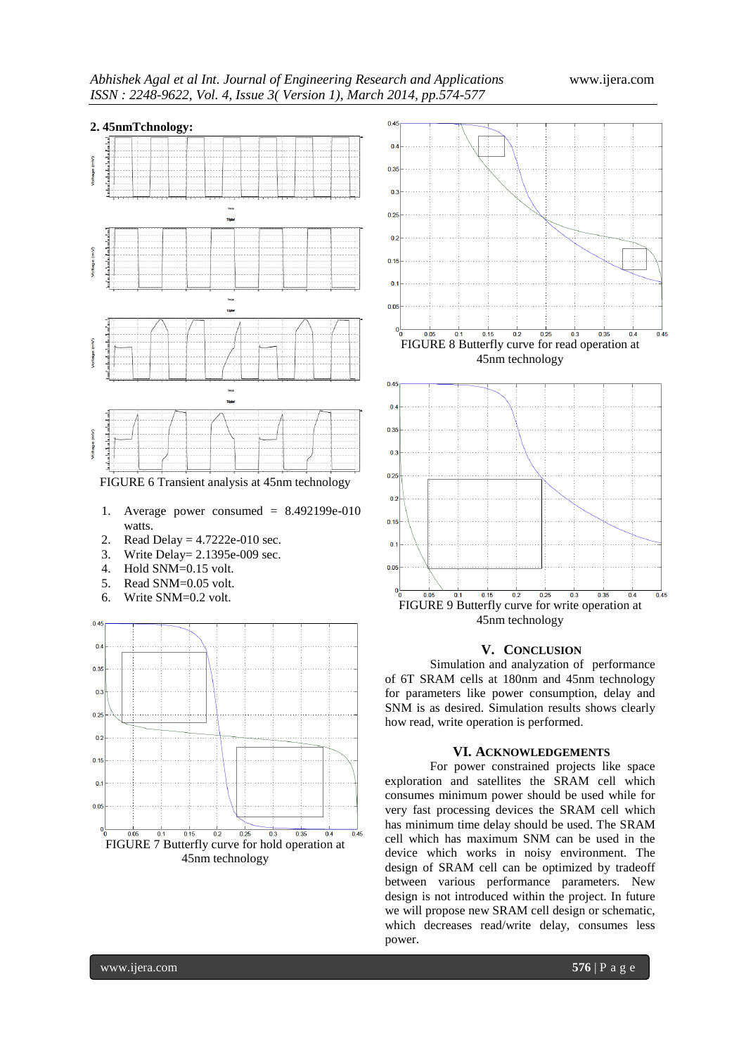**2. 45nmTchnology:**

FIGURE 6 Transient analysis at 45nm technology

1. Average power consumed = 8.492199e-010 watts.
2. Read Delay = 4.7222e-010 sec.
3. Write Delay= 2.1395e-009 sec.
4. Hold SNM=0.15 volt.
5. Read SNM=0.05 volt.
6. Write SNM=0.2 volt.

FIGURE 7 Butterfly curve for hold operation at 45nm technology

FIGURE 8 Butterfly curve for read operation at 45nm technology

FIGURE 9 Butterfly curve for write operation at 45nm technology

## V. CONCLUSION

Simulation and analyzation of performance of 6T SRAM cells at 180nm and 45nm technology for parameters like power consumption, delay and SNM is as desired. Simulation results shows clearly how read, write operation is performed.

## VI. ACKNOWLEDGEMENTS

For power constrained projects like space exploration and satellites the SRAM cell which consumes minimum power should be used while for very fast processing devices the SRAM cell which has minimum time delay should be used. The SRAM cell which has maximum SNM can be used in the device which works in noisy environment. The design of SRAM cell can be optimized by tradeoff between various performance parameters. New design is not introduced within the project. In future we will propose new SRAM cell design or schematic, which decreases read/write delay, consumes less power.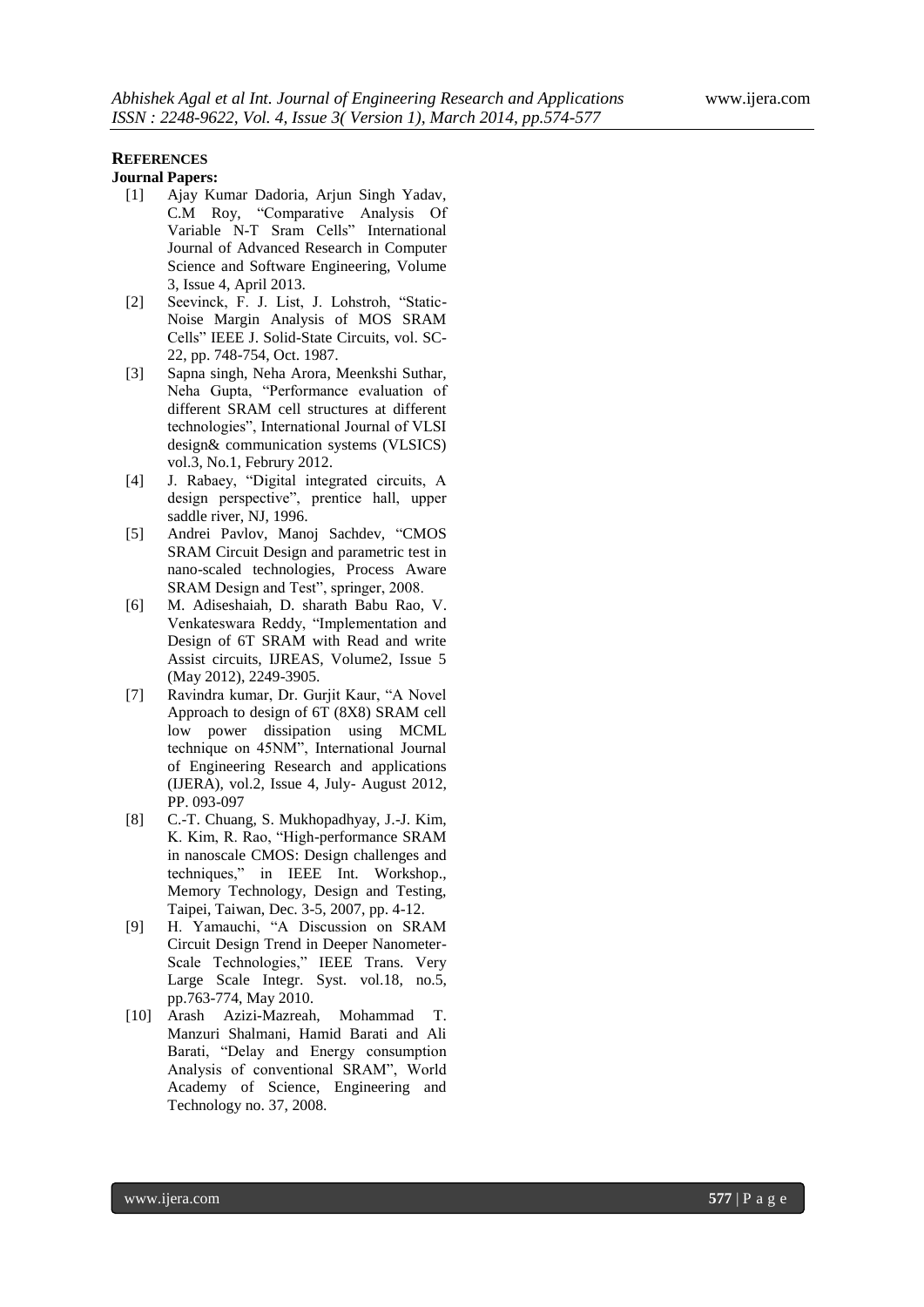## REFERENCES

**Journal Papers:**

[1] Ajay Kumar Dadoria, Arjun Singh Yadav, C.M Roy, "Comparative Analysis Of Variable N-T Sram Cells" International Journal of Advanced Research in Computer Science and Software Engineering, Volume 3, Issue 4, April 2013.

[2] Seevinck, F. J. List, J. Lohstroh, "Static-Noise Margin Analysis of MOS SRAM Cells" IEEE J. Solid-State Circuits, vol. SC-22, pp. 748-754, Oct. 1987.

[3] Sapna singh, Neha Arora, Meenkshi Suthar, Neha Gupta, "Performance evaluation of different SRAM cell structures at different technologies", International Journal of VLSI design& communication systems (VLSICS) vol.3, No.1, Februry 2012.

[4] J. Rabaey, "Digital integrated circuits, A design perspective", prentice hall, upper saddle river, NJ, 1996.

[5] Andrei Pavlov, Manoj Sachdev, "CMOS SRAM Circuit Design and parametric test in nano-scaled technologies, Process Aware SRAM Design and Test", springer, 2008.

[6] M. Adiseshaiah, D. sharath Babu Rao, V. Venkateswara Reddy, "Implementation and Design of 6T SRAM with Read and write Assist circuits, IJREAS, Volume2, Issue 5 (May 2012), 2249-3905.

[7] Ravindra kumar, Dr. Gurjit Kaur, "A Novel Approach to design of 6T (8X8) SRAM cell low power dissipation using MCML technique on 45NM", International Journal of Engineering Research and applications (IJERA), vol.2, Issue 4, July- August 2012, PP. 093-097

[8] C.-T. Chuang, S. Mukhopadhyay, J.-J. Kim, K. Kim, R. Rao, "High-performance SRAM in nanoscale CMOS: Design challenges and techniques," in IEEE Int. Workshop., Memory Technology, Design and Testing, Taipei, Taiwan, Dec. 3-5, 2007, pp. 4-12.

[9] H. Yamauchi, "A Discussion on SRAM Circuit Design Trend in Deeper Nanometer-Scale Technologies," IEEE Trans. Very Large Scale Integr. Syst. vol.18, no.5, pp.763-774, May 2010.

[10] Arash Azizi-Mazreah, Mohammad T. Manzuri Shalmani, Hamid Barati and Ali Barati, "Delay and Energy consumption Analysis of conventional SRAM", World Academy of Science, Engineering and Technology no. 37, 2008.